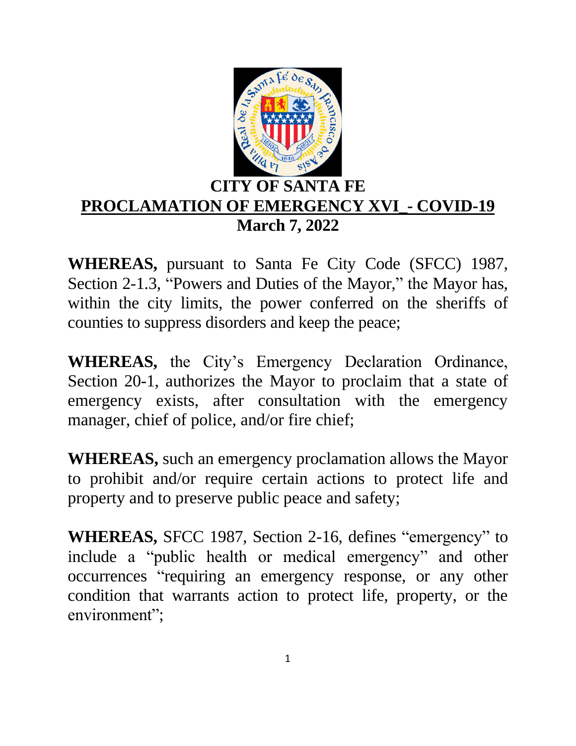# CITY OF SANTA FE

## PROCLAMATION OF EMERGENCY XVI - COVID-19

**March 7, 2022**

**WHEREAS,** pursuant to Santa Fe City Code (SFCC) 1987, Section 2-1.3, "Powers and Duties of the Mayor," the Mayor has, within the city limits, the power conferred on the sheriffs of counties to suppress disorders and keep the peace;

**WHEREAS,** the City's Emergency Declaration Ordinance, Section 20-1, authorizes the Mayor to proclaim that a state of emergency exists, after consultation with the emergency manager, chief of police, and/or fire chief;

**WHEREAS,** such an emergency proclamation allows the Mayor to prohibit and/or require certain actions to protect life and property and to preserve public peace and safety;

**WHEREAS,** SFCC 1987, Section 2-16, defines "emergency" to include a "public health or medical emergency" and other occurrences "requiring an emergency response, or any other condition that warrants action to protect life, property, or the environment";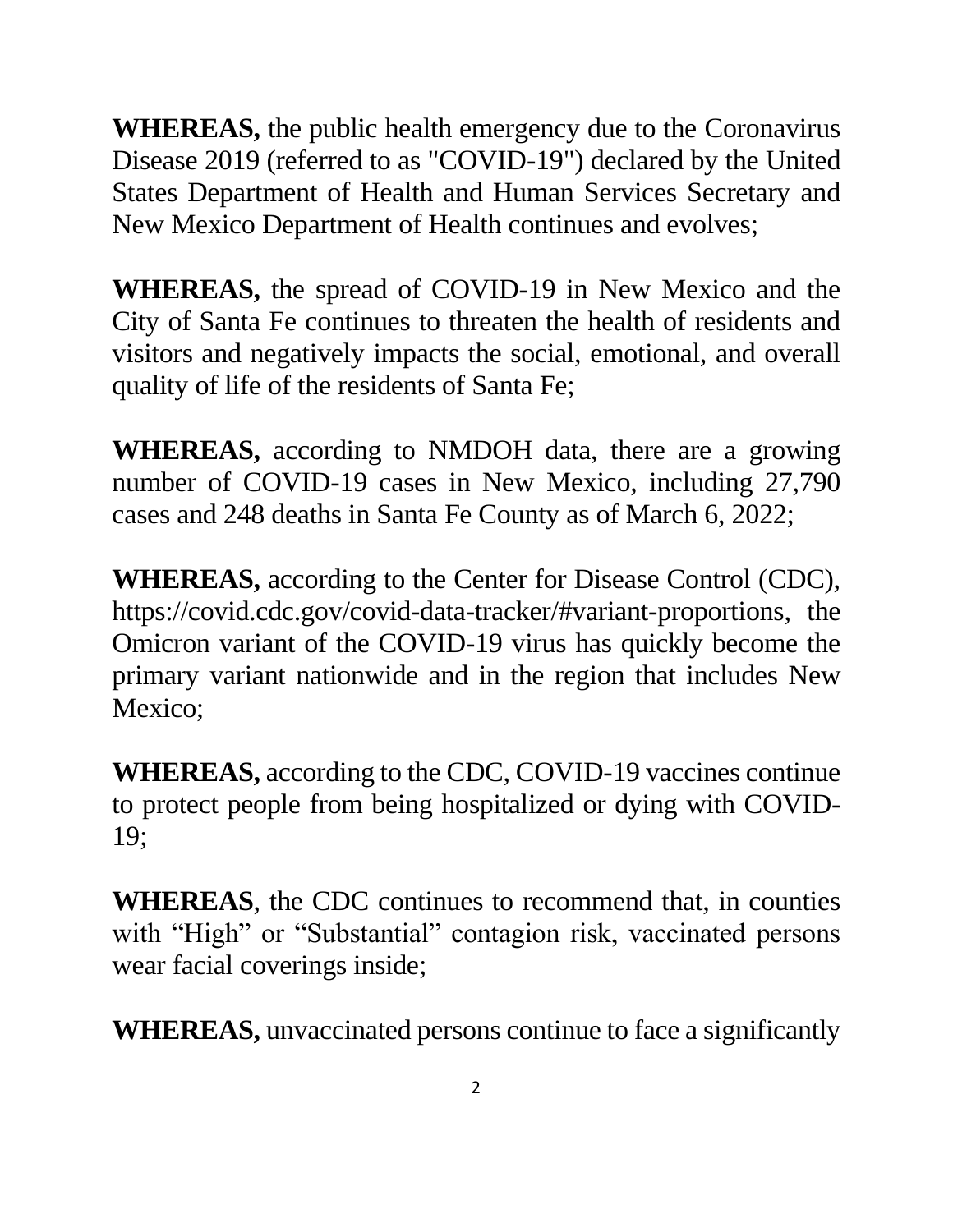**WHEREAS,** the public health emergency due to the Coronavirus Disease 2019 (referred to as "COVID-19") declared by the United States Department of Health and Human Services Secretary and New Mexico Department of Health continues and evolves;

**WHEREAS,** the spread of COVID-19 in New Mexico and the City of Santa Fe continues to threaten the health of residents and visitors and negatively impacts the social, emotional, and overall quality of life of the residents of Santa Fe;

**WHEREAS,** according to NMDOH data, there are a growing number of COVID-19 cases in New Mexico, including 27,790 cases and 248 deaths in Santa Fe County as of March 6, 2022;

**WHEREAS,** according to the Center for Disease Control (CDC), https://covid.cdc.gov/covid-data-tracker/#variant-proportions, the Omicron variant of the COVID-19 virus has quickly become the primary variant nationwide and in the region that includes New Mexico;

**WHEREAS,** according to the CDC, COVID-19 vaccines continue to protect people from being hospitalized or dying with COVID-19;

**WHEREAS**, the CDC continues to recommend that, in counties with "High" or "Substantial" contagion risk, vaccinated persons wear facial coverings inside;

**WHEREAS,** unvaccinated persons continue to face a significantly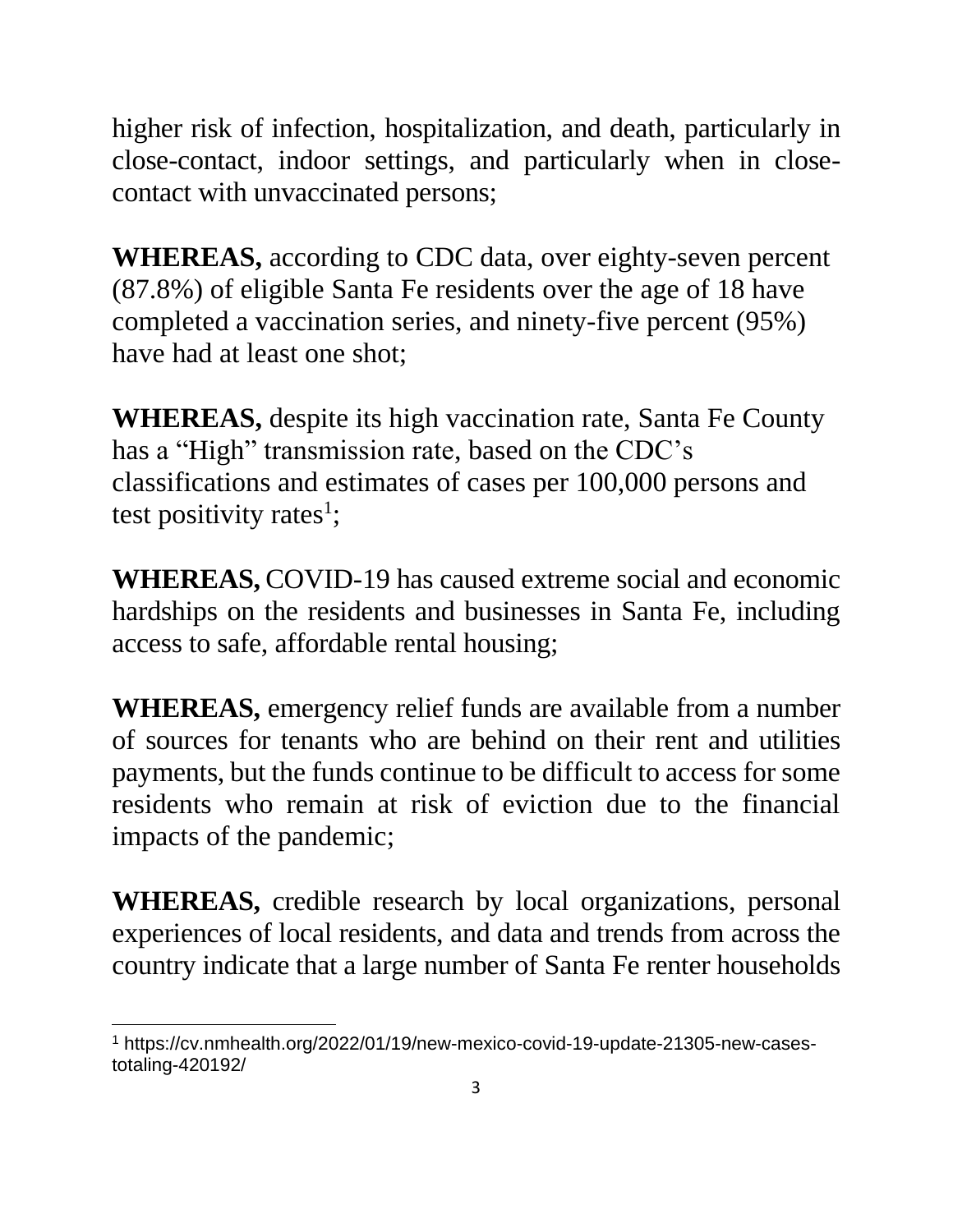higher risk of infection, hospitalization, and death, particularly in close-contact, indoor settings, and particularly when in close-contact with unvaccinated persons;

**WHEREAS,** according to CDC data, over eighty-seven percent (87.8%) of eligible Santa Fe residents over the age of 18 have completed a vaccination series, and ninety-five percent (95%) have had at least one shot;

**WHEREAS,** despite its high vaccination rate, Santa Fe County has a "High" transmission rate, based on the CDC's classifications and estimates of cases per 100,000 persons and test positivity rates[1];

**WHEREAS,** COVID-19 has caused extreme social and economic hardships on the residents and businesses in Santa Fe, including access to safe, affordable rental housing;

**WHEREAS,** emergency relief funds are available from a number of sources for tenants who are behind on their rent and utilities payments, but the funds continue to be difficult to access for some residents who remain at risk of eviction due to the financial impacts of the pandemic;

**WHEREAS,** credible research by local organizations, personal experiences of local residents, and data and trends from across the country indicate that a large number of Santa Fe renter households

---

[1] https://cv.nmhealth.org/2022/01/19/new-mexico-covid-19-update-21305-new-cases-totaling-420192/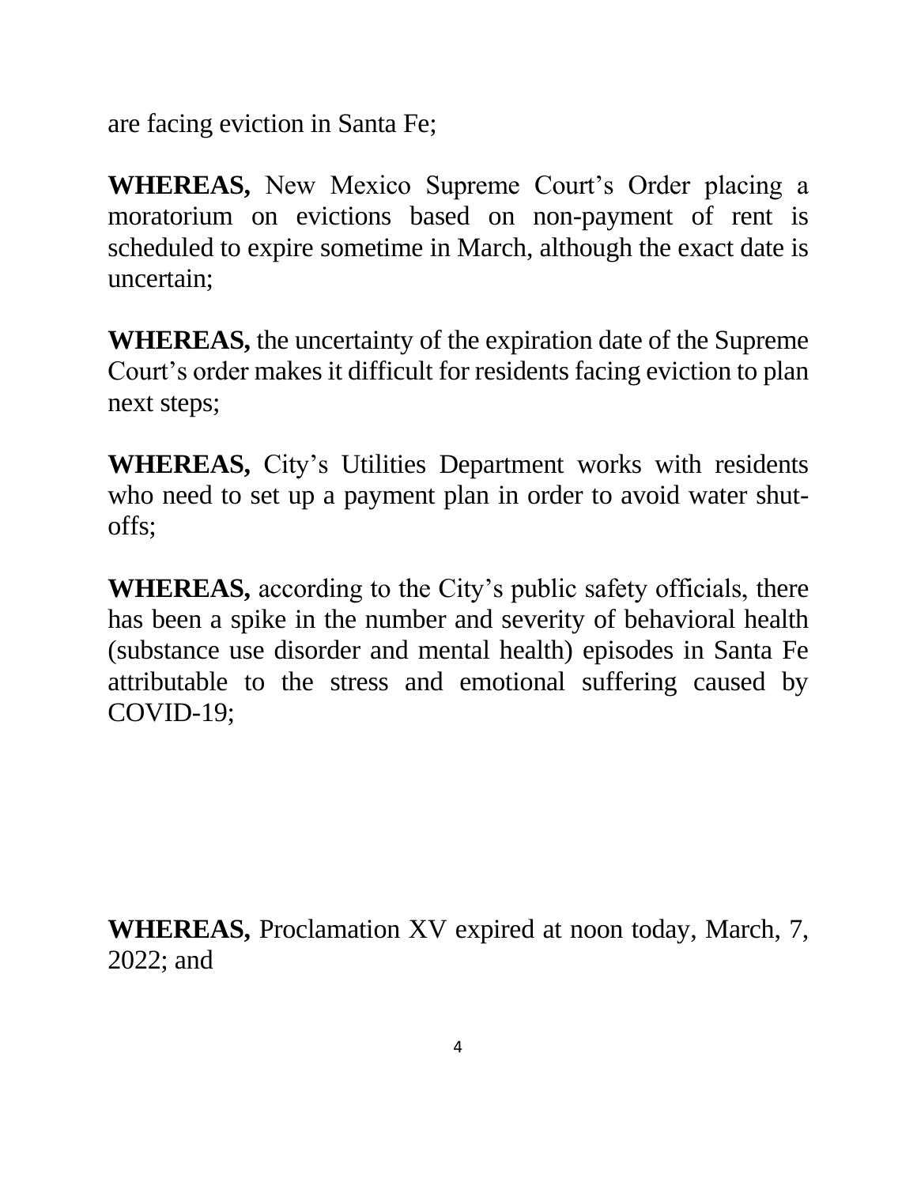are facing eviction in Santa Fe;

**WHEREAS,** New Mexico Supreme Court's Order placing a moratorium on evictions based on non-payment of rent is scheduled to expire sometime in March, although the exact date is uncertain;

**WHEREAS,** the uncertainty of the expiration date of the Supreme Court's order makes it difficult for residents facing eviction to plan next steps;

**WHEREAS,** City's Utilities Department works with residents who need to set up a payment plan in order to avoid water shut-offs;

**WHEREAS,** according to the City's public safety officials, there has been a spike in the number and severity of behavioral health (substance use disorder and mental health) episodes in Santa Fe attributable to the stress and emotional suffering caused by COVID-19;

**WHEREAS,** Proclamation XV expired at noon today, March, 7, 2022; and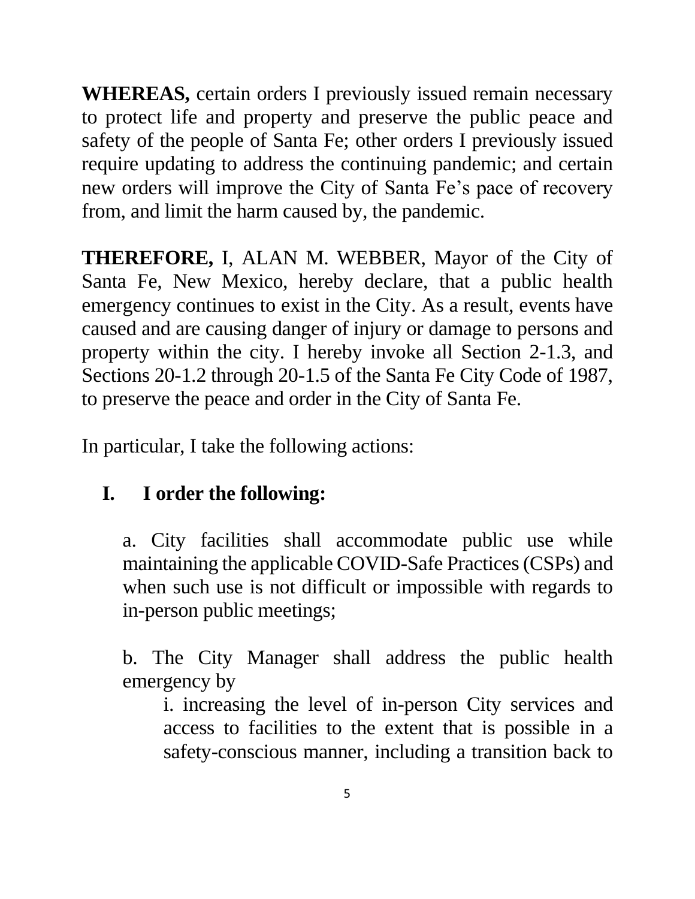**WHEREAS,** certain orders I previously issued remain necessary to protect life and property and preserve the public peace and safety of the people of Santa Fe; other orders I previously issued require updating to address the continuing pandemic; and certain new orders will improve the City of Santa Fe's pace of recovery from, and limit the harm caused by, the pandemic.

**THEREFORE,** I, ALAN M. WEBBER, Mayor of the City of Santa Fe, New Mexico, hereby declare, that a public health emergency continues to exist in the City. As a result, events have caused and are causing danger of injury or damage to persons and property within the city. I hereby invoke all Section 2-1.3, and Sections 20-1.2 through 20-1.5 of the Santa Fe City Code of 1987, to preserve the peace and order in the City of Santa Fe.

In particular, I take the following actions:

## I. I order the following:

a. City facilities shall accommodate public use while maintaining the applicable COVID-Safe Practices (CSPs) and when such use is not difficult or impossible with regards to in-person public meetings;

b. The City Manager shall address the public health emergency by

i. increasing the level of in-person City services and access to facilities to the extent that is possible in a safety-conscious manner, including a transition back to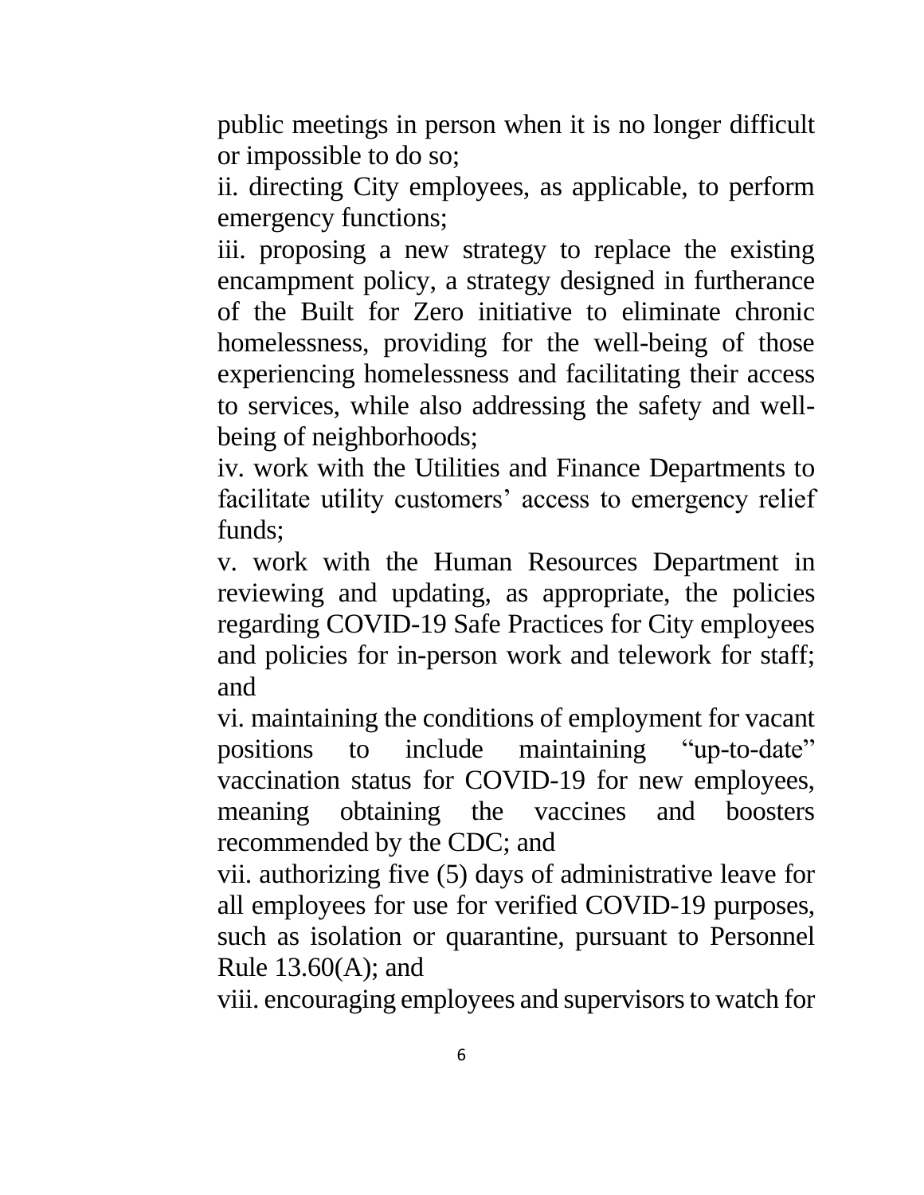public meetings in person when it is no longer difficult or impossible to do so;

ii. directing City employees, as applicable, to perform emergency functions;

iii. proposing a new strategy to replace the existing encampment policy, a strategy designed in furtherance of the Built for Zero initiative to eliminate chronic homelessness, providing for the well-being of those experiencing homelessness and facilitating their access to services, while also addressing the safety and well-being of neighborhoods;

iv. work with the Utilities and Finance Departments to facilitate utility customers' access to emergency relief funds;

v. work with the Human Resources Department in reviewing and updating, as appropriate, the policies regarding COVID-19 Safe Practices for City employees and policies for in-person work and telework for staff; and

vi. maintaining the conditions of employment for vacant positions to include maintaining "up-to-date" vaccination status for COVID-19 for new employees, meaning obtaining the vaccines and boosters recommended by the CDC; and

vii. authorizing five (5) days of administrative leave for all employees for use for verified COVID-19 purposes, such as isolation or quarantine, pursuant to Personnel Rule 13.60(A); and

viii. encouraging employees and supervisors to watch for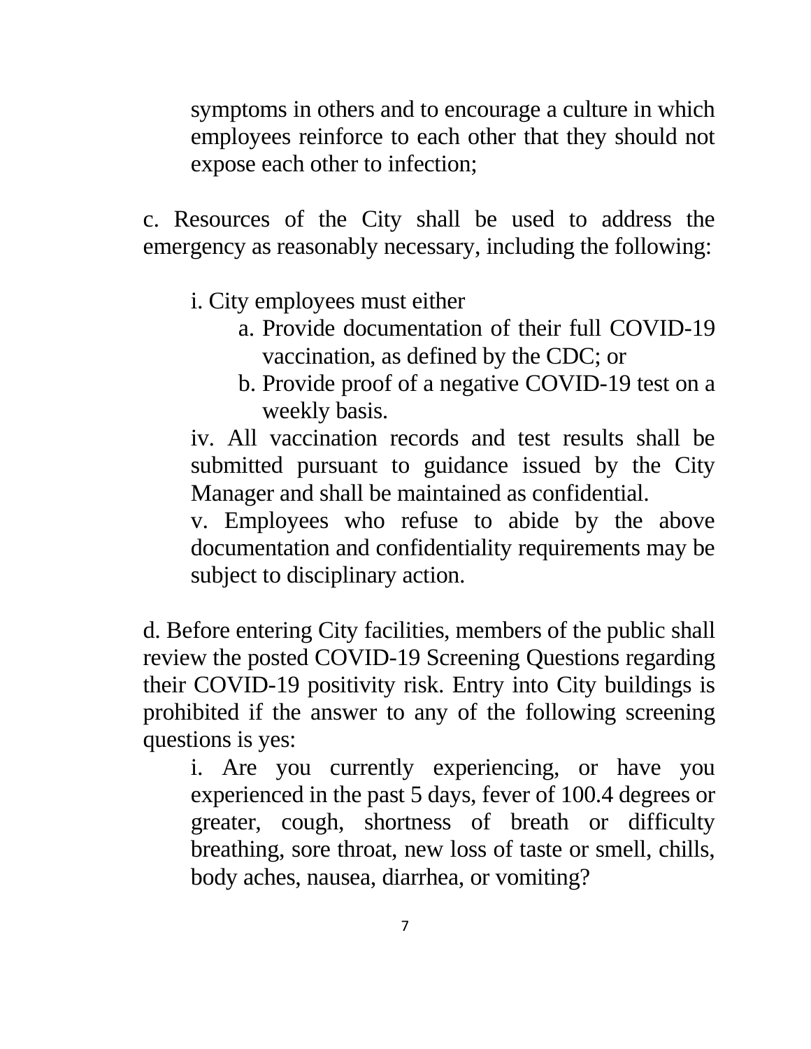symptoms in others and to encourage a culture in which employees reinforce to each other that they should not expose each other to infection;

c. Resources of the City shall be used to address the emergency as reasonably necessary, including the following:

> i. City employees must either
>
> > a. Provide documentation of their full COVID-19 vaccination, as defined by the CDC; or
> >
> > b. Provide proof of a negative COVID-19 test on a weekly basis.
>
> iv. All vaccination records and test results shall be submitted pursuant to guidance issued by the City Manager and shall be maintained as confidential.
>
> v. Employees who refuse to abide by the above documentation and confidentiality requirements may be subject to disciplinary action.

d. Before entering City facilities, members of the public shall review the posted COVID-19 Screening Questions regarding their COVID-19 positivity risk. Entry into City buildings is prohibited if the answer to any of the following screening questions is yes:

> i. Are you currently experiencing, or have you experienced in the past 5 days, fever of 100.4 degrees or greater, cough, shortness of breath or difficulty breathing, sore throat, new loss of taste or smell, chills, body aches, nausea, diarrhea, or vomiting?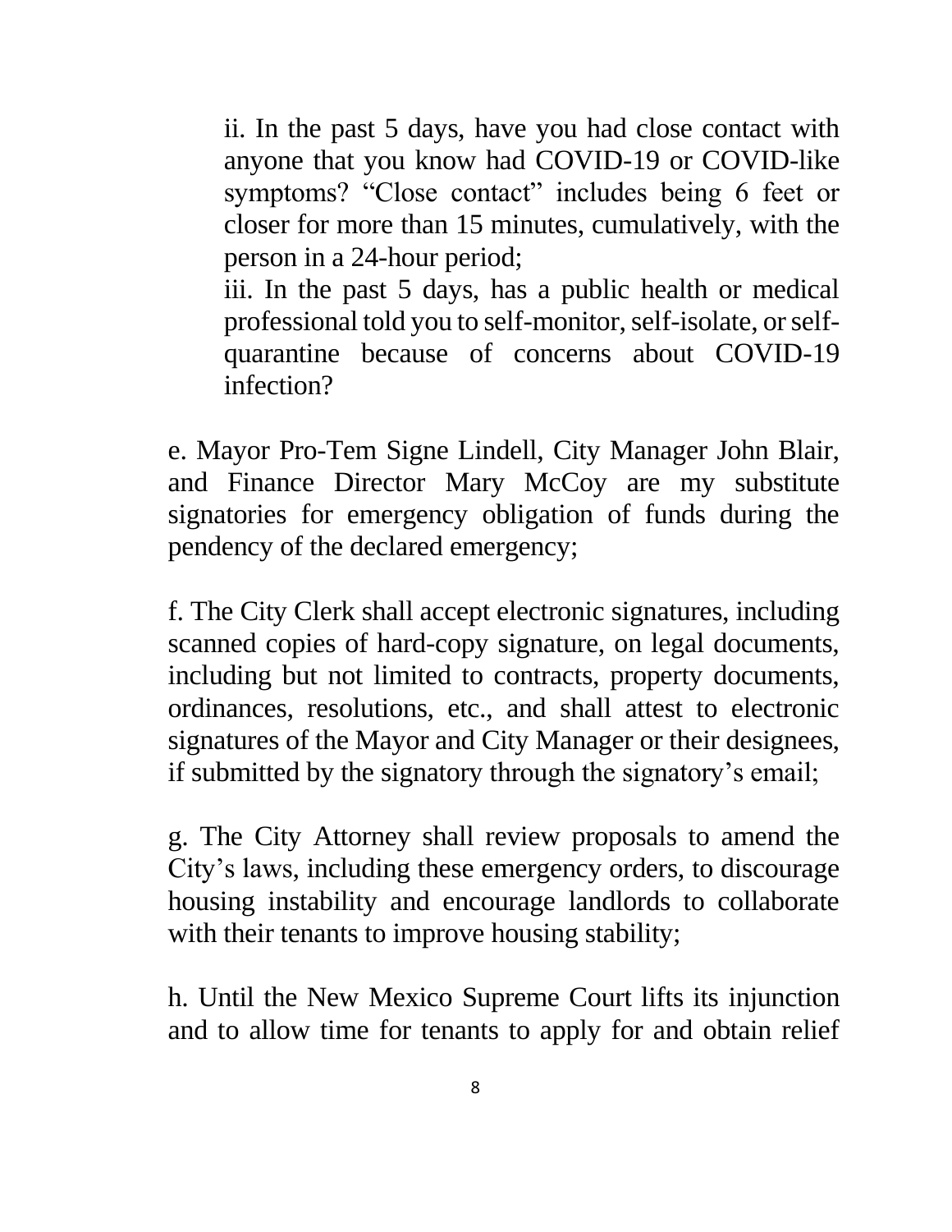ii. In the past 5 days, have you had close contact with anyone that you know had COVID-19 or COVID-like symptoms? "Close contact" includes being 6 feet or closer for more than 15 minutes, cumulatively, with the person in a 24-hour period;

iii. In the past 5 days, has a public health or medical professional told you to self-monitor, self-isolate, or self-quarantine because of concerns about COVID-19 infection?

e. Mayor Pro-Tem Signe Lindell, City Manager John Blair, and Finance Director Mary McCoy are my substitute signatories for emergency obligation of funds during the pendency of the declared emergency;

f. The City Clerk shall accept electronic signatures, including scanned copies of hard-copy signature, on legal documents, including but not limited to contracts, property documents, ordinances, resolutions, etc., and shall attest to electronic signatures of the Mayor and City Manager or their designees, if submitted by the signatory through the signatory's email;

g. The City Attorney shall review proposals to amend the City's laws, including these emergency orders, to discourage housing instability and encourage landlords to collaborate with their tenants to improve housing stability;

h. Until the New Mexico Supreme Court lifts its injunction and to allow time for tenants to apply for and obtain relief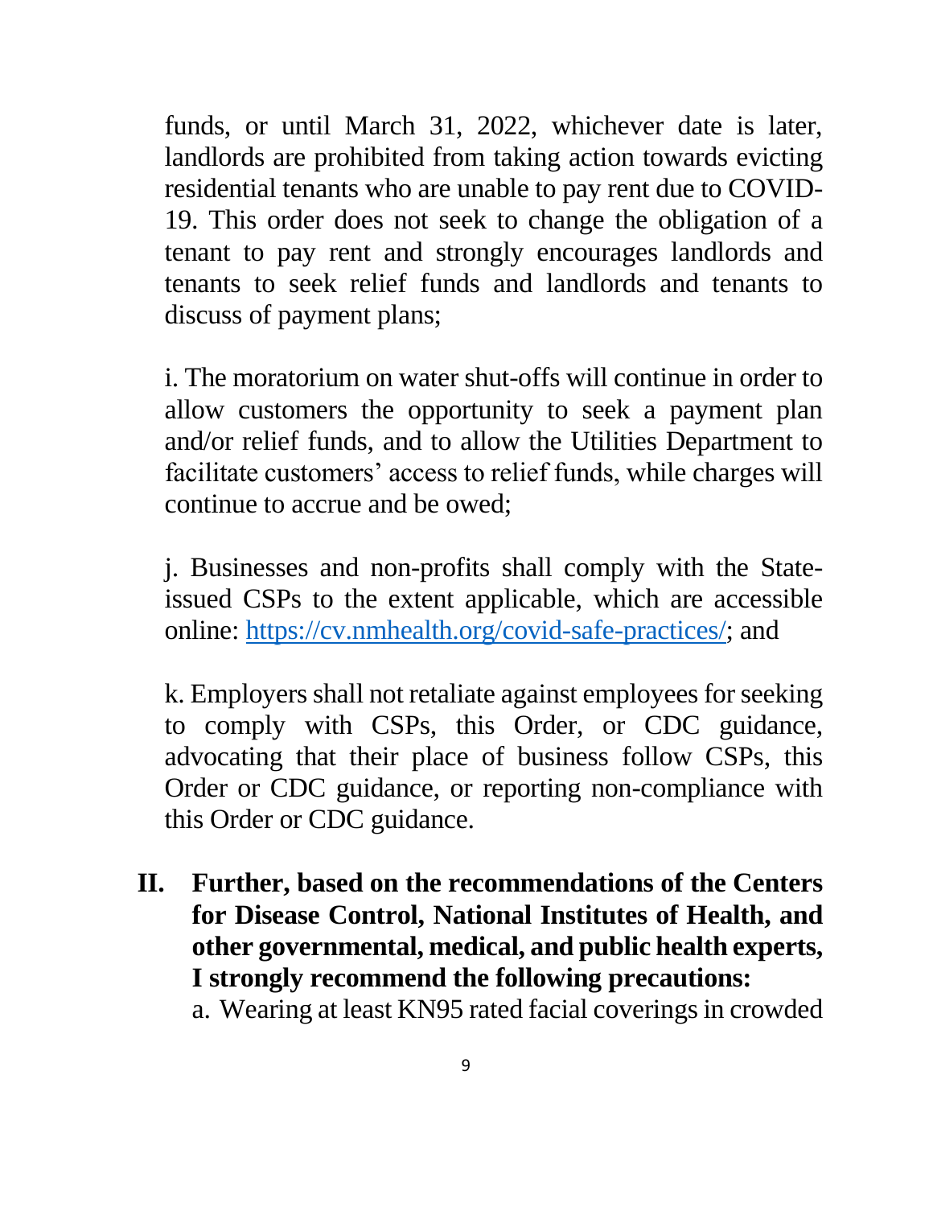funds, or until March 31, 2022, whichever date is later, landlords are prohibited from taking action towards evicting residential tenants who are unable to pay rent due to COVID-19. This order does not seek to change the obligation of a tenant to pay rent and strongly encourages landlords and tenants to seek relief funds and landlords and tenants to discuss of payment plans;

i. The moratorium on water shut-offs will continue in order to allow customers the opportunity to seek a payment plan and/or relief funds, and to allow the Utilities Department to facilitate customers' access to relief funds, while charges will continue to accrue and be owed;

j. Businesses and non-profits shall comply with the State-issued CSPs to the extent applicable, which are accessible online: [https://cv.nmhealth.org/covid-safe-practices/](https://cv.nmhealth.org/covid-safe-practices/); and

k. Employers shall not retaliate against employees for seeking to comply with CSPs, this Order, or CDC guidance, advocating that their place of business follow CSPs, this Order or CDC guidance, or reporting non-compliance with this Order or CDC guidance.

**II. Further, based on the recommendations of the Centers for Disease Control, National Institutes of Health, and other governmental, medical, and public health experts, I strongly recommend the following precautions:**

a. Wearing at least KN95 rated facial coverings in crowded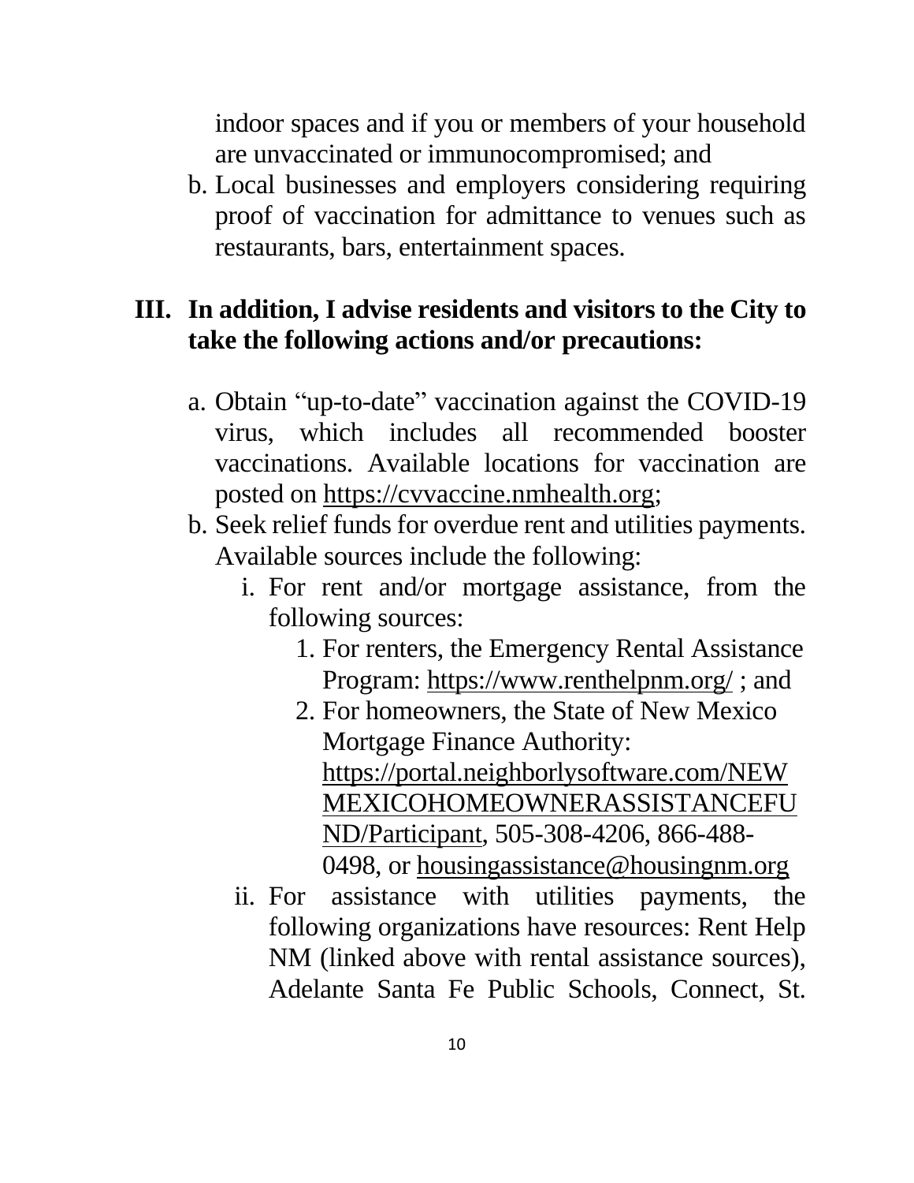indoor spaces and if you or members of your household are unvaccinated or immunocompromised; and

b. Local businesses and employers considering requiring proof of vaccination for admittance to venues such as restaurants, bars, entertainment spaces.

**III. In addition, I advise residents and visitors to the City to take the following actions and/or precautions:**

a. Obtain "up-to-date" vaccination against the COVID-19 virus, which includes all recommended booster vaccinations. Available locations for vaccination are posted on https://cvvaccine.nmhealth.org;

b. Seek relief funds for overdue rent and utilities payments. Available sources include the following:

   i. For rent and/or mortgage assistance, from the following sources:

      1. For renters, the Emergency Rental Assistance Program: https://www.renthelpnm.org/ ; and

      2. For homeowners, the State of New Mexico Mortgage Finance Authority: https://portal.neighborlysoftware.com/NEWMEXICOHOMEOWNERASSISTANCEFUND/Participant, 505-308-4206, 866-488-0498, or housingassistance@housingnm.org

   ii. For assistance with utilities payments, the following organizations have resources: Rent Help NM (linked above with rental assistance sources), Adelante Santa Fe Public Schools, Connect, St.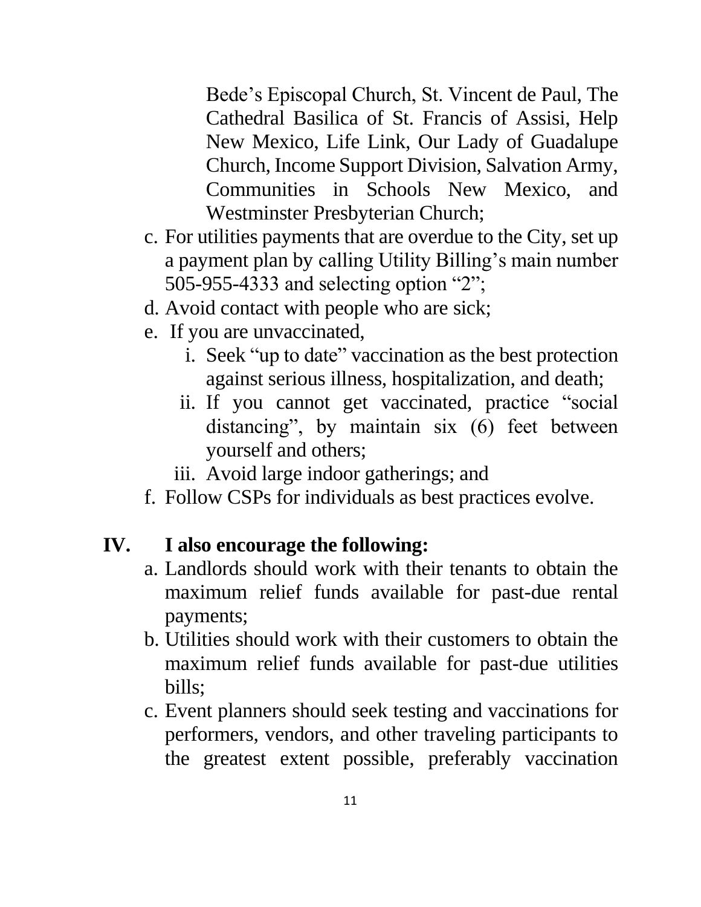Bede's Episcopal Church, St. Vincent de Paul, The Cathedral Basilica of St. Francis of Assisi, Help New Mexico, Life Link, Our Lady of Guadalupe Church, Income Support Division, Salvation Army, Communities in Schools New Mexico, and Westminster Presbyterian Church;

c. For utilities payments that are overdue to the City, set up a payment plan by calling Utility Billing's main number 505-955-4333 and selecting option "2";
d. Avoid contact with people who are sick;
e. If you are unvaccinated,
    i. Seek "up to date" vaccination as the best protection against serious illness, hospitalization, and death;
    ii. If you cannot get vaccinated, practice "social distancing", by maintain six (6) feet between yourself and others;
    iii. Avoid large indoor gatherings; and
f. Follow CSPs for individuals as best practices evolve.

## IV. I also encourage the following:

a. Landlords should work with their tenants to obtain the maximum relief funds available for past-due rental payments;
b. Utilities should work with their customers to obtain the maximum relief funds available for past-due utilities bills;
c. Event planners should seek testing and vaccinations for performers, vendors, and other traveling participants to the greatest extent possible, preferably vaccination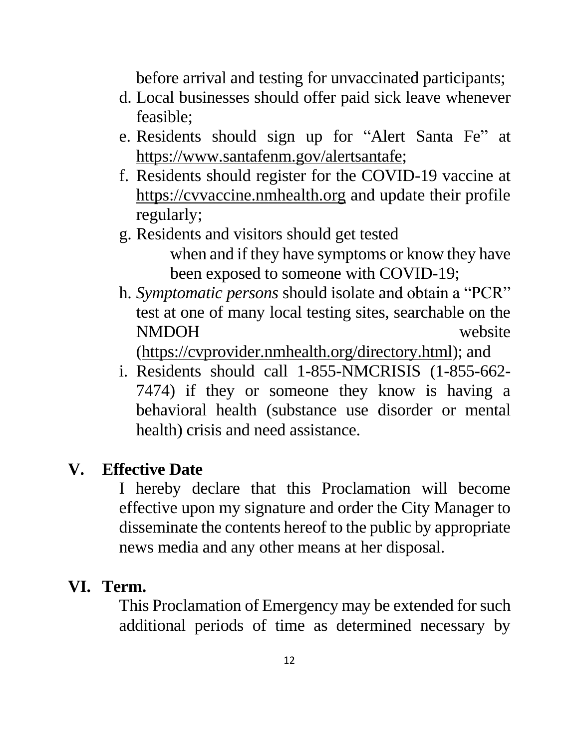before arrival and testing for unvaccinated participants;

d. Local businesses should offer paid sick leave whenever feasible;
e. Residents should sign up for "Alert Santa Fe" at https://www.santafenm.gov/alertsantafe;
f. Residents should register for the COVID-19 vaccine at https://cvvaccine.nmhealth.org and update their profile regularly;
g. Residents and visitors should get tested when and if they have symptoms or know they have been exposed to someone with COVID-19;
h. *Symptomatic persons* should isolate and obtain a "PCR" test at one of many local testing sites, searchable on the NMDOH website (https://cvprovider.nmhealth.org/directory.html); and
i. Residents should call 1-855-NMCRISIS (1-855-662-7474) if they or someone they know is having a behavioral health (substance use disorder or mental health) crisis and need assistance.

## V. Effective Date

I hereby declare that this Proclamation will become effective upon my signature and order the City Manager to disseminate the contents hereof to the public by appropriate news media and any other means at her disposal.

## VI. Term.

This Proclamation of Emergency may be extended for such additional periods of time as determined necessary by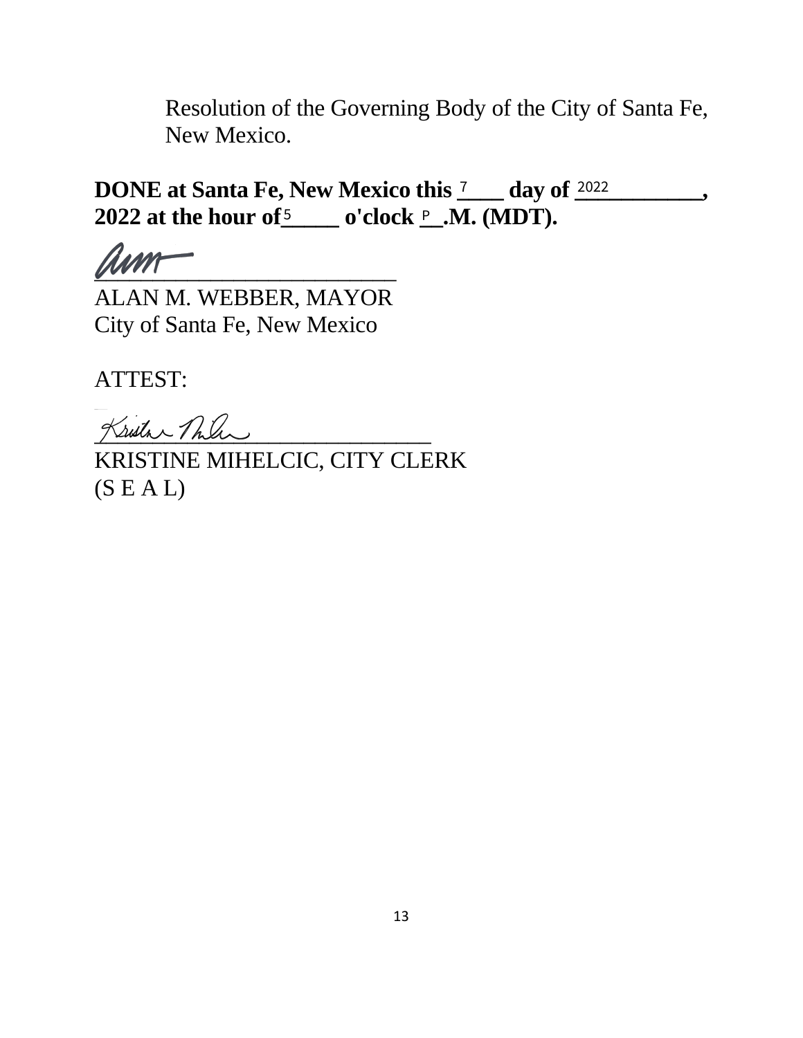Resolution of the Governing Body of the City of Santa Fe, New Mexico.

**DONE at Santa Fe, New Mexico this 7___ day of 2022__________, 2022 at the hour of 5_____ o'clock P_.M. (MDT).**

_________________________
ALAN M. WEBBER, MAYOR
City of Santa Fe, New Mexico

ATTEST:

_____________________________
KRISTINE MIHELCIC, CITY CLERK
(S E A L)